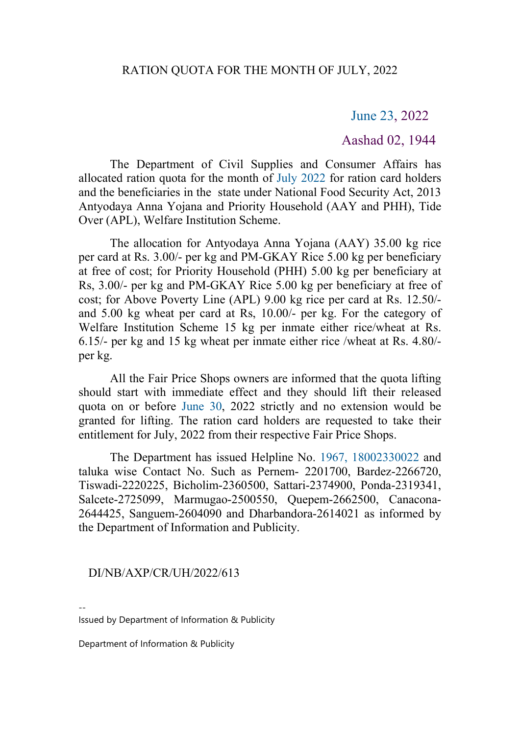# RATION QUOTA FOR THE MONTH OF JULY, 2022

June 23, 2022

Aashad 02, 1944

The Department of Civil Supplies and Consumer Affairs has allocated ration quota for the month of July 2022 for ration card holders and the beneficiaries in the state under National Food Security Act, 2013 Antyodaya Anna Yojana and Priority Household (AAY and PHH), Tide Over (APL), Welfare Institution Scheme.

The allocation for Antyodaya Anna Yojana (AAY) 35.00 kg rice per card at Rs. 3.00/- per kg and PM-GKAY Rice 5.00 kg per beneficiary at free of cost; for Priority Household (PHH) 5.00 kg per beneficiary at Rs, 3.00/- per kg and PM-GKAY Rice 5.00 kg per beneficiary at free of cost; for Above Poverty Line (APL) 9.00 kg rice per card at Rs. 12.50/- and 5.00 kg wheat per card at Rs, 10.00/- per kg. For the category of Welfare Institution Scheme 15 kg per inmate either rice/wheat at Rs. 6.15/- per kg and 15 kg wheat per inmate either rice /wheat at Rs. 4.80/- per kg.

All the Fair Price Shops owners are informed that the quota lifting should start with immediate effect and they should lift their released quota on or before June 30, 2022 strictly and no extension would be granted for lifting. The ration card holders are requested to take their entitlement for July, 2022 from their respective Fair Price Shops.

The Department has issued Helpline No. 1967, 18002330022 and taluka wise Contact No. Such as Pernem- 2201700, Bardez-2266720, Tiswadi-2220225, Bicholim-2360500, Sattari-2374900, Ponda-2319341, Salcete-2725099, Marmugao-2500550, Quepem-2662500, Canacona-2644425, Sanguem-2604090 and Dharbandora-2614021 as informed by the Department of Information and Publicity.

DI/NB/AXP/CR/UH/2022/613

--

Issued by Department of Information & Publicity

Department of Information & Publicity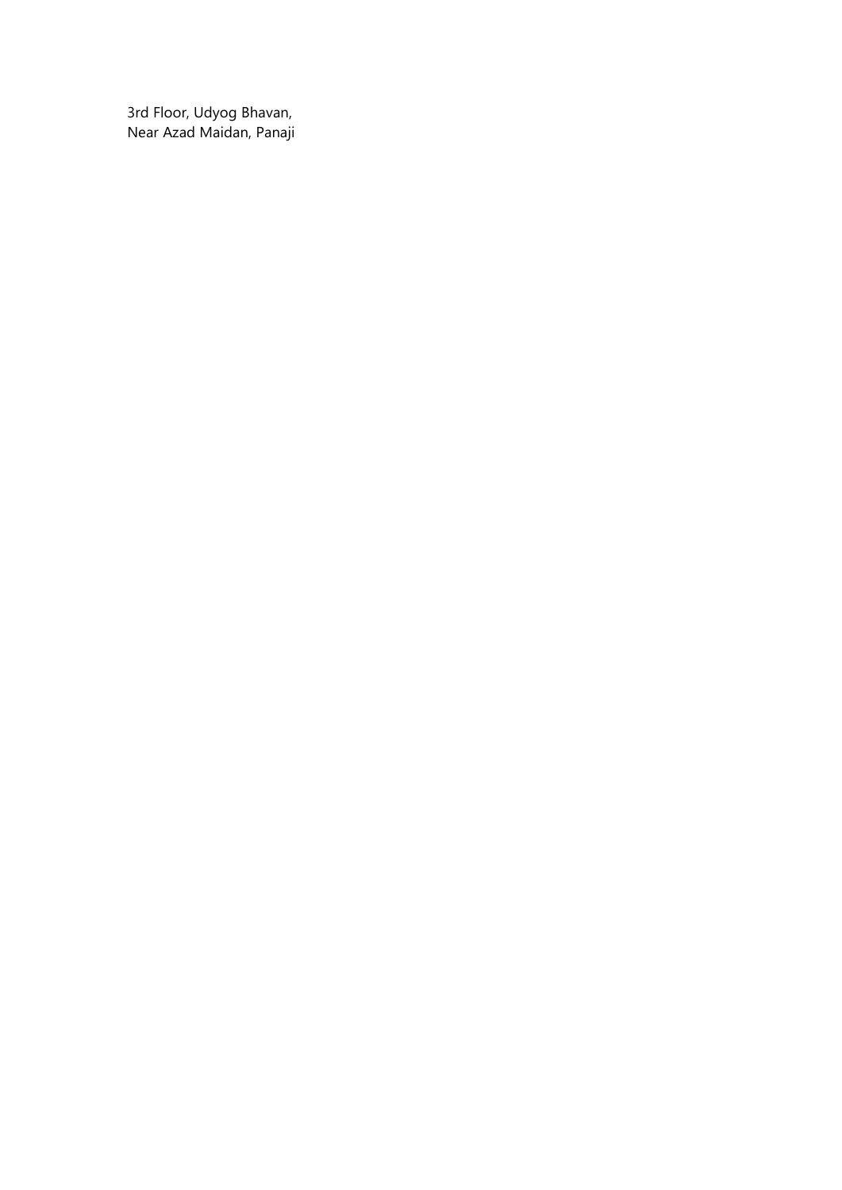3rd Floor, Udyog Bhavan,
Near Azad Maidan, Panaji